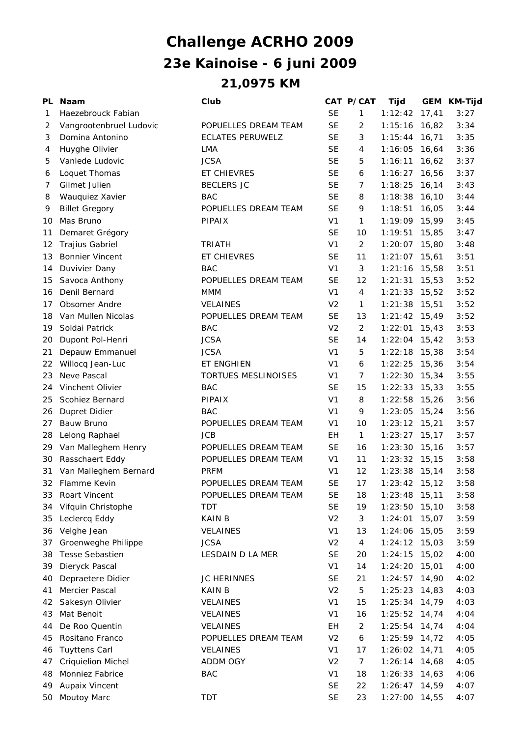# Challenge ACRHO 2009

## 23e Kainoise - 6 juni 2009

### 21,0975 KM

| PL | Naam | Club | CAT | P/CAT | Tijd | GEM | KM-Tijd |
|---|---|---|---|---|---|---|---|
| 1 | Haezebrouck Fabian | | SE | 1 | 1:12:42 | 17,41 | 3:27 |
| 2 | Vangrootenbruel Ludovic | POPUELLES DREAM TEAM | SE | 2 | 1:15:16 | 16,82 | 3:34 |
| 3 | Domina Antonino | ECLATES PERUWELZ | SE | 3 | 1:15:44 | 16,71 | 3:35 |
| 4 | Huyghe Olivier | LMA | SE | 4 | 1:16:05 | 16,64 | 3:36 |
| 5 | Vanlede Ludovic | JCSA | SE | 5 | 1:16:11 | 16,62 | 3:37 |
| 6 | Loquet Thomas | ET CHIEVRES | SE | 6 | 1:16:27 | 16,56 | 3:37 |
| 7 | Gilmet Julien | BECLERS JC | SE | 7 | 1:18:25 | 16,14 | 3:43 |
| 8 | Wauquiez Xavier | BAC | SE | 8 | 1:18:38 | 16,10 | 3:44 |
| 9 | Billet Gregory | POPUELLES DREAM TEAM | SE | 9 | 1:18:51 | 16,05 | 3:44 |
| 10 | Mas Bruno | PIPAIX | V1 | 1 | 1:19:09 | 15,99 | 3:45 |
| 11 | Demaret Grégory | | SE | 10 | 1:19:51 | 15,85 | 3:47 |
| 12 | Trajius Gabriel | TRIATH | V1 | 2 | 1:20:07 | 15,80 | 3:48 |
| 13 | Bonnier Vincent | ET CHIEVRES | SE | 11 | 1:21:07 | 15,61 | 3:51 |
| 14 | Duvivier Dany | BAC | V1 | 3 | 1:21:16 | 15,58 | 3:51 |
| 15 | Savoca Anthony | POPUELLES DREAM TEAM | SE | 12 | 1:21:31 | 15,53 | 3:52 |
| 16 | Denil Bernard | MMM | V1 | 4 | 1:21:33 | 15,52 | 3:52 |
| 17 | Obsomer Andre | VELAINES | V2 | 1 | 1:21:38 | 15,51 | 3:52 |
| 18 | Van Mullen Nicolas | POPUELLES DREAM TEAM | SE | 13 | 1:21:42 | 15,49 | 3:52 |
| 19 | Soldai Patrick | BAC | V2 | 2 | 1:22:01 | 15,43 | 3:53 |
| 20 | Dupont Pol-Henri | JCSA | SE | 14 | 1:22:04 | 15,42 | 3:53 |
| 21 | Depauw Emmanuel | JCSA | V1 | 5 | 1:22:18 | 15,38 | 3:54 |
| 22 | Willocq Jean-Luc | ET ENGHIEN | V1 | 6 | 1:22:25 | 15,36 | 3:54 |
| 23 | Neve Pascal | TORTUES MESLINOISES | V1 | 7 | 1:22:30 | 15,34 | 3:55 |
| 24 | Vinchent Olivier | BAC | SE | 15 | 1:22:33 | 15,33 | 3:55 |
| 25 | Scohiez Bernard | PIPAIX | V1 | 8 | 1:22:58 | 15,26 | 3:56 |
| 26 | Dupret Didier | BAC | V1 | 9 | 1:23:05 | 15,24 | 3:56 |
| 27 | Bauw Bruno | POPUELLES DREAM TEAM | V1 | 10 | 1:23:12 | 15,21 | 3:57 |
| 28 | Lelong Raphael | JCB | EH | 1 | 1:23:27 | 15,17 | 3:57 |
| 29 | Van Malleghem Henry | POPUELLES DREAM TEAM | SE | 16 | 1:23:30 | 15,16 | 3:57 |
| 30 | Rasschaert Eddy | POPUELLES DREAM TEAM | V1 | 11 | 1:23:32 | 15,15 | 3:58 |
| 31 | Van Malleghem Bernard | PRFM | V1 | 12 | 1:23:38 | 15,14 | 3:58 |
| 32 | Flamme Kevin | POPUELLES DREAM TEAM | SE | 17 | 1:23:42 | 15,12 | 3:58 |
| 33 | Roart Vincent | POPUELLES DREAM TEAM | SE | 18 | 1:23:48 | 15,11 | 3:58 |
| 34 | Vifquin Christophe | TDT | SE | 19 | 1:23:50 | 15,10 | 3:58 |
| 35 | Leclercq Eddy | KAIN B | V2 | 3 | 1:24:01 | 15,07 | 3:59 |
| 36 | Velghe Jean | VELAINES | V1 | 13 | 1:24:06 | 15,05 | 3:59 |
| 37 | Groenweghe Philippe | JCSA | V2 | 4 | 1:24:12 | 15,03 | 3:59 |
| 38 | Tesse Sebastien | LESDAIN D LA MER | SE | 20 | 1:24:15 | 15,02 | 4:00 |
| 39 | Dieryck Pascal | | V1 | 14 | 1:24:20 | 15,01 | 4:00 |
| 40 | Depraetere Didier | JC HERINNES | SE | 21 | 1:24:57 | 14,90 | 4:02 |
| 41 | Mercier Pascal | KAIN B | V2 | 5 | 1:25:23 | 14,83 | 4:03 |
| 42 | Sakesyn Olivier | VELAINES | V1 | 15 | 1:25:34 | 14,79 | 4:03 |
| 43 | Mat Benoit | VELAINES | V1 | 16 | 1:25:52 | 14,74 | 4:04 |
| 44 | De Roo Quentin | VELAINES | EH | 2 | 1:25:54 | 14,74 | 4:04 |
| 45 | Rositano Franco | POPUELLES DREAM TEAM | V2 | 6 | 1:25:59 | 14,72 | 4:05 |
| 46 | Tuyttens Carl | VELAINES | V1 | 17 | 1:26:02 | 14,71 | 4:05 |
| 47 | Criquielion Michel | ADDM OGY | V2 | 7 | 1:26:14 | 14,68 | 4:05 |
| 48 | Monniez Fabrice | BAC | V1 | 18 | 1:26:33 | 14,63 | 4:06 |
| 49 | Aupaix Vincent | | SE | 22 | 1:26:47 | 14,59 | 4:07 |
| 50 | Moutoy Marc | TDT | SE | 23 | 1:27:00 | 14,55 | 4:07 |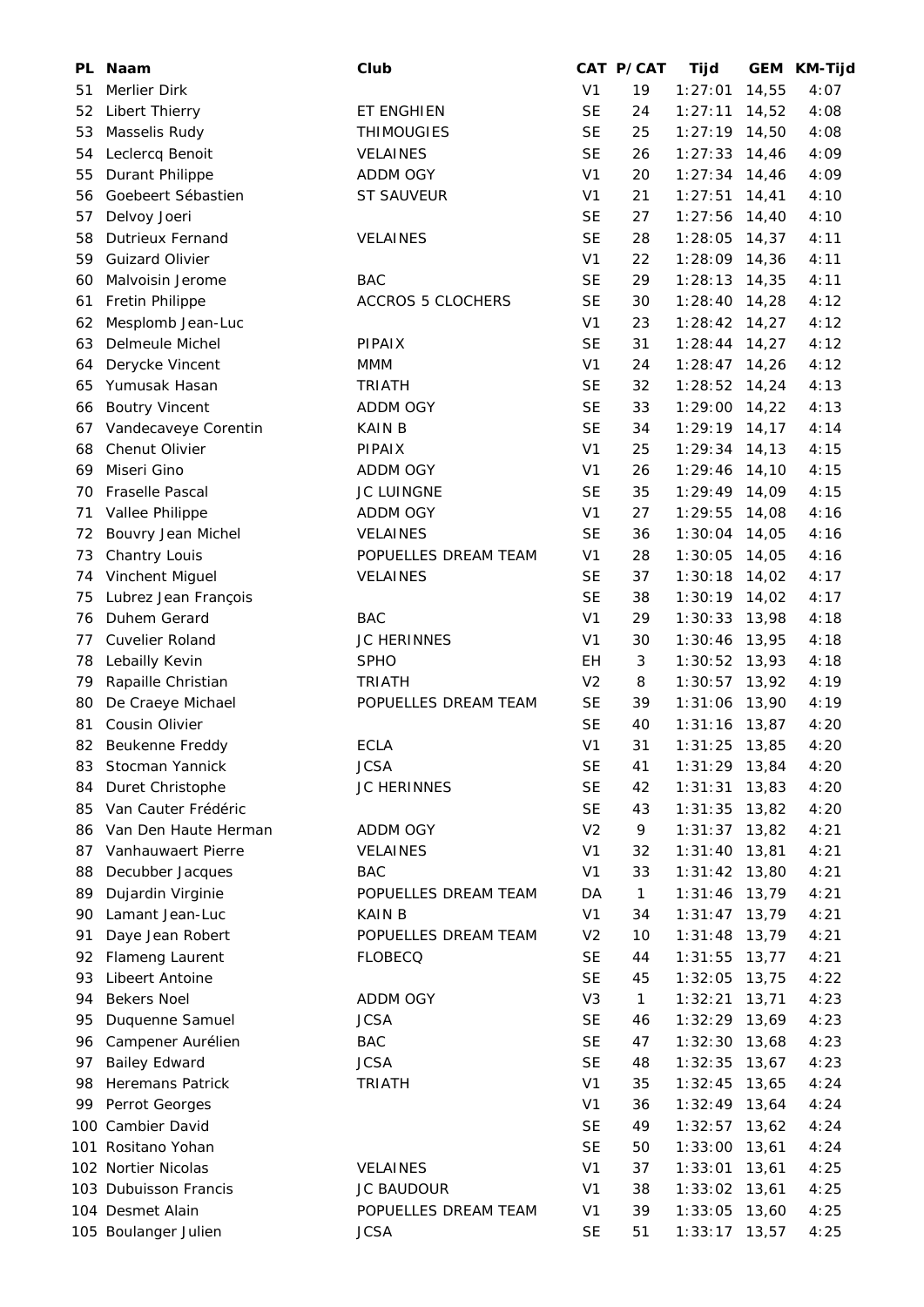| PL | Naam | Club | CAT | P/CAT | Tijd | GEM | KM-Tijd |
|---|---|---|---|---|---|---|---|
| 51 | Merlier Dirk | | V1 | 19 | 1:27:01 | 14,55 | 4:07 |
| 52 | Libert Thierry | ET ENGHIEN | SE | 24 | 1:27:11 | 14,52 | 4:08 |
| 53 | Masselis Rudy | THIMOUGIES | SE | 25 | 1:27:19 | 14,50 | 4:08 |
| 54 | Leclercq Benoit | VELAINES | SE | 26 | 1:27:33 | 14,46 | 4:09 |
| 55 | Durant Philippe | ADDM OGY | V1 | 20 | 1:27:34 | 14,46 | 4:09 |
| 56 | Goebeert Sébastien | ST SAUVEUR | V1 | 21 | 1:27:51 | 14,41 | 4:10 |
| 57 | Delvoy Joeri | | SE | 27 | 1:27:56 | 14,40 | 4:10 |
| 58 | Dutrieux Fernand | VELAINES | SE | 28 | 1:28:05 | 14,37 | 4:11 |
| 59 | Guizard Olivier | | V1 | 22 | 1:28:09 | 14,36 | 4:11 |
| 60 | Malvoisin Jerome | BAC | SE | 29 | 1:28:13 | 14,35 | 4:11 |
| 61 | Fretin Philippe | ACCROS 5 CLOCHERS | SE | 30 | 1:28:40 | 14,28 | 4:12 |
| 62 | Mesplomb Jean-Luc | | V1 | 23 | 1:28:42 | 14,27 | 4:12 |
| 63 | Delmeule Michel | PIPAIX | SE | 31 | 1:28:44 | 14,27 | 4:12 |
| 64 | Derycke Vincent | MMM | V1 | 24 | 1:28:47 | 14,26 | 4:12 |
| 65 | Yumusak Hasan | TRIATH | SE | 32 | 1:28:52 | 14,24 | 4:13 |
| 66 | Boutry Vincent | ADDM OGY | SE | 33 | 1:29:00 | 14,22 | 4:13 |
| 67 | Vandecaveye Corentin | KAIN B | SE | 34 | 1:29:19 | 14,17 | 4:14 |
| 68 | Chenut Olivier | PIPAIX | V1 | 25 | 1:29:34 | 14,13 | 4:15 |
| 69 | Miseri Gino | ADDM OGY | V1 | 26 | 1:29:46 | 14,10 | 4:15 |
| 70 | Fraselle Pascal | JC LUINGNE | SE | 35 | 1:29:49 | 14,09 | 4:15 |
| 71 | Vallee Philippe | ADDM OGY | V1 | 27 | 1:29:55 | 14,08 | 4:16 |
| 72 | Bouvry Jean Michel | VELAINES | SE | 36 | 1:30:04 | 14,05 | 4:16 |
| 73 | Chantry Louis | POPUELLES DREAM TEAM | V1 | 28 | 1:30:05 | 14,05 | 4:16 |
| 74 | Vinchent Miguel | VELAINES | SE | 37 | 1:30:18 | 14,02 | 4:17 |
| 75 | Lubrez Jean François | | SE | 38 | 1:30:19 | 14,02 | 4:17 |
| 76 | Duhem Gerard | BAC | V1 | 29 | 1:30:33 | 13,98 | 4:18 |
| 77 | Cuvelier Roland | JC HERINNES | V1 | 30 | 1:30:46 | 13,95 | 4:18 |
| 78 | Lebailly Kevin | SPHO | EH | 3 | 1:30:52 | 13,93 | 4:18 |
| 79 | Rapaille Christian | TRIATH | V2 | 8 | 1:30:57 | 13,92 | 4:19 |
| 80 | De Craeye Michael | POPUELLES DREAM TEAM | SE | 39 | 1:31:06 | 13,90 | 4:19 |
| 81 | Cousin Olivier | | SE | 40 | 1:31:16 | 13,87 | 4:20 |
| 82 | Beukenne Freddy | ECLA | V1 | 31 | 1:31:25 | 13,85 | 4:20 |
| 83 | Stocman Yannick | JCSA | SE | 41 | 1:31:29 | 13,84 | 4:20 |
| 84 | Duret Christophe | JC HERINNES | SE | 42 | 1:31:31 | 13,83 | 4:20 |
| 85 | Van Cauter Frédéric | | SE | 43 | 1:31:35 | 13,82 | 4:20 |
| 86 | Van Den Haute Herman | ADDM OGY | V2 | 9 | 1:31:37 | 13,82 | 4:21 |
| 87 | Vanhauwaert Pierre | VELAINES | V1 | 32 | 1:31:40 | 13,81 | 4:21 |
| 88 | Decubber Jacques | BAC | V1 | 33 | 1:31:42 | 13,80 | 4:21 |
| 89 | Dujardin Virginie | POPUELLES DREAM TEAM | DA | 1 | 1:31:46 | 13,79 | 4:21 |
| 90 | Lamant Jean-Luc | KAIN B | V1 | 34 | 1:31:47 | 13,79 | 4:21 |
| 91 | Daye Jean Robert | POPUELLES DREAM TEAM | V2 | 10 | 1:31:48 | 13,79 | 4:21 |
| 92 | Flameng Laurent | FLOBECQ | SE | 44 | 1:31:55 | 13,77 | 4:21 |
| 93 | Libeert Antoine | | SE | 45 | 1:32:05 | 13,75 | 4:22 |
| 94 | Bekers Noel | ADDM OGY | V3 | 1 | 1:32:21 | 13,71 | 4:23 |
| 95 | Duquenne Samuel | JCSA | SE | 46 | 1:32:29 | 13,69 | 4:23 |
| 96 | Campener Aurélien | BAC | SE | 47 | 1:32:30 | 13,68 | 4:23 |
| 97 | Bailey Edward | JCSA | SE | 48 | 1:32:35 | 13,67 | 4:23 |
| 98 | Heremans Patrick | TRIATH | V1 | 35 | 1:32:45 | 13,65 | 4:24 |
| 99 | Perrot Georges | | V1 | 36 | 1:32:49 | 13,64 | 4:24 |
| 100 | Cambier David | | SE | 49 | 1:32:57 | 13,62 | 4:24 |
| 101 | Rositano Yohan | | SE | 50 | 1:33:00 | 13,61 | 4:24 |
| 102 | Nortier Nicolas | VELAINES | V1 | 37 | 1:33:01 | 13,61 | 4:25 |
| 103 | Dubuisson Francis | JC BAUDOUR | V1 | 38 | 1:33:02 | 13,61 | 4:25 |
| 104 | Desmet Alain | POPUELLES DREAM TEAM | V1 | 39 | 1:33:05 | 13,60 | 4:25 |
| 105 | Boulanger Julien | JCSA | SE | 51 | 1:33:17 | 13,57 | 4:25 |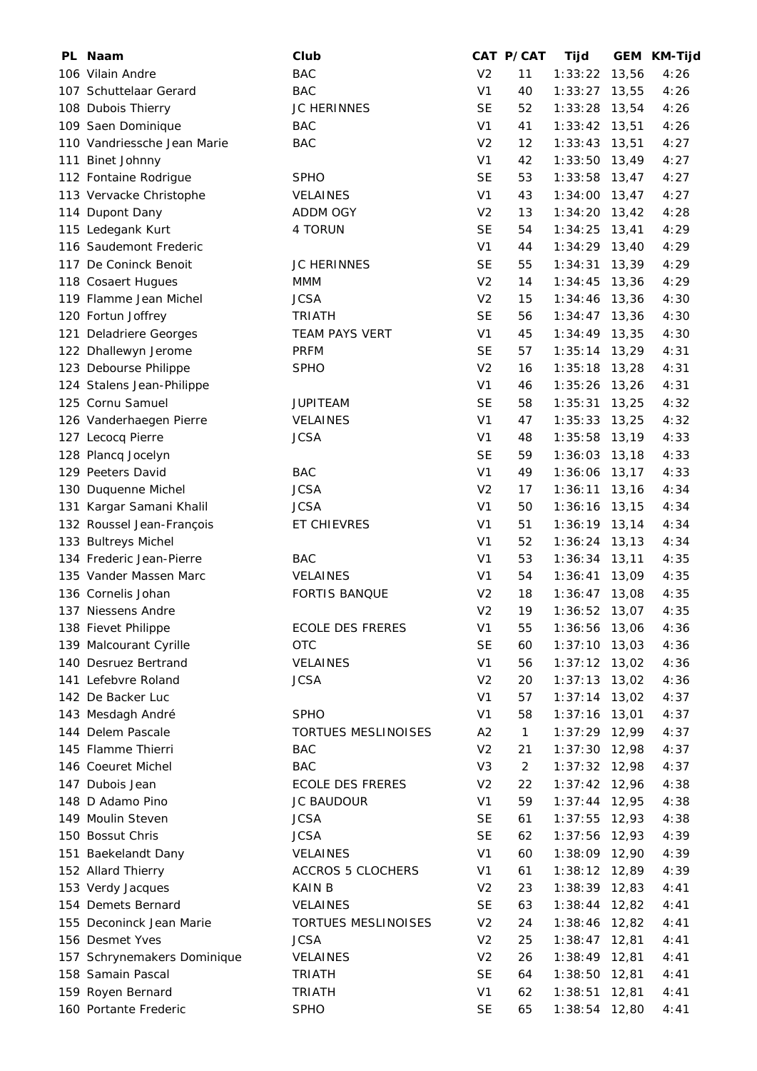| PL | Naam | Club | CAT | P/CAT | Tijd | GEM | KM-Tijd |
|---|---|---|---|---|---|---|---|
| 106 | Vilain Andre | BAC | V2 | 11 | 1:33:22 | 13,56 | 4:26 |
| 107 | Schuttelaar Gerard | BAC | V1 | 40 | 1:33:27 | 13,55 | 4:26 |
| 108 | Dubois Thierry | JC HERINNES | SE | 52 | 1:33:28 | 13,54 | 4:26 |
| 109 | Saen Dominique | BAC | V1 | 41 | 1:33:42 | 13,51 | 4:26 |
| 110 | Vandriessche Jean Marie | BAC | V2 | 12 | 1:33:43 | 13,51 | 4:27 |
| 111 | Binet Johnny | | V1 | 42 | 1:33:50 | 13,49 | 4:27 |
| 112 | Fontaine Rodrigue | SPHO | SE | 53 | 1:33:58 | 13,47 | 4:27 |
| 113 | Vervacke Christophe | VELAINES | V1 | 43 | 1:34:00 | 13,47 | 4:27 |
| 114 | Dupont Dany | ADDM OGY | V2 | 13 | 1:34:20 | 13,42 | 4:28 |
| 115 | Ledegank Kurt | 4 TORUN | SE | 54 | 1:34:25 | 13,41 | 4:29 |
| 116 | Saudemont Frederic | | V1 | 44 | 1:34:29 | 13,40 | 4:29 |
| 117 | De Coninck Benoit | JC HERINNES | SE | 55 | 1:34:31 | 13,39 | 4:29 |
| 118 | Cosaert Hugues | MMM | V2 | 14 | 1:34:45 | 13,36 | 4:29 |
| 119 | Flamme Jean Michel | JCSA | V2 | 15 | 1:34:46 | 13,36 | 4:30 |
| 120 | Fortun Joffrey | TRIATH | SE | 56 | 1:34:47 | 13,36 | 4:30 |
| 121 | Deladriere Georges | TEAM PAYS VERT | V1 | 45 | 1:34:49 | 13,35 | 4:30 |
| 122 | Dhallewyn Jerome | PRFM | SE | 57 | 1:35:14 | 13,29 | 4:31 |
| 123 | Debourse Philippe | SPHO | V2 | 16 | 1:35:18 | 13,28 | 4:31 |
| 124 | Stalens Jean-Philippe | | V1 | 46 | 1:35:26 | 13,26 | 4:31 |
| 125 | Cornu Samuel | JUPITEAM | SE | 58 | 1:35:31 | 13,25 | 4:32 |
| 126 | Vanderhaegen Pierre | VELAINES | V1 | 47 | 1:35:33 | 13,25 | 4:32 |
| 127 | Lecocq Pierre | JCSA | V1 | 48 | 1:35:58 | 13,19 | 4:33 |
| 128 | Plancq Jocelyn | | SE | 59 | 1:36:03 | 13,18 | 4:33 |
| 129 | Peeters David | BAC | V1 | 49 | 1:36:06 | 13,17 | 4:33 |
| 130 | Duquenne Michel | JCSA | V2 | 17 | 1:36:11 | 13,16 | 4:34 |
| 131 | Kargar Samani Khalil | JCSA | V1 | 50 | 1:36:16 | 13,15 | 4:34 |
| 132 | Roussel Jean-François | ET CHIEVRES | V1 | 51 | 1:36:19 | 13,14 | 4:34 |
| 133 | Bultreys Michel | | V1 | 52 | 1:36:24 | 13,13 | 4:34 |
| 134 | Frederic Jean-Pierre | BAC | V1 | 53 | 1:36:34 | 13,11 | 4:35 |
| 135 | Vander Massen Marc | VELAINES | V1 | 54 | 1:36:41 | 13,09 | 4:35 |
| 136 | Cornelis Johan | FORTIS BANQUE | V2 | 18 | 1:36:47 | 13,08 | 4:35 |
| 137 | Niessens Andre | | V2 | 19 | 1:36:52 | 13,07 | 4:35 |
| 138 | Fievet Philippe | ECOLE DES FRERES | V1 | 55 | 1:36:56 | 13,06 | 4:36 |
| 139 | Malcourant Cyrille | OTC | SE | 60 | 1:37:10 | 13,03 | 4:36 |
| 140 | Desruez Bertrand | VELAINES | V1 | 56 | 1:37:12 | 13,02 | 4:36 |
| 141 | Lefebvre Roland | JCSA | V2 | 20 | 1:37:13 | 13,02 | 4:36 |
| 142 | De Backer Luc | | V1 | 57 | 1:37:14 | 13,02 | 4:37 |
| 143 | Mesdagh André | SPHO | V1 | 58 | 1:37:16 | 13,01 | 4:37 |
| 144 | Delem Pascale | TORTUES MESLINOISES | A2 | 1 | 1:37:29 | 12,99 | 4:37 |
| 145 | Flamme Thierri | BAC | V2 | 21 | 1:37:30 | 12,98 | 4:37 |
| 146 | Coeuret Michel | BAC | V3 | 2 | 1:37:32 | 12,98 | 4:37 |
| 147 | Dubois Jean | ECOLE DES FRERES | V2 | 22 | 1:37:42 | 12,96 | 4:38 |
| 148 | D Adamo Pino | JC BAUDOUR | V1 | 59 | 1:37:44 | 12,95 | 4:38 |
| 149 | Moulin Steven | JCSA | SE | 61 | 1:37:55 | 12,93 | 4:38 |
| 150 | Bossut Chris | JCSA | SE | 62 | 1:37:56 | 12,93 | 4:39 |
| 151 | Baekelandt Dany | VELAINES | V1 | 60 | 1:38:09 | 12,90 | 4:39 |
| 152 | Allard Thierry | ACCROS 5 CLOCHERS | V1 | 61 | 1:38:12 | 12,89 | 4:39 |
| 153 | Verdy Jacques | KAIN B | V2 | 23 | 1:38:39 | 12,83 | 4:41 |
| 154 | Demets Bernard | VELAINES | SE | 63 | 1:38:44 | 12,82 | 4:41 |
| 155 | Deconinck Jean Marie | TORTUES MESLINOISES | V2 | 24 | 1:38:46 | 12,82 | 4:41 |
| 156 | Desmet Yves | JCSA | V2 | 25 | 1:38:47 | 12,81 | 4:41 |
| 157 | Schrynemakers Dominique | VELAINES | V2 | 26 | 1:38:49 | 12,81 | 4:41 |
| 158 | Samain Pascal | TRIATH | SE | 64 | 1:38:50 | 12,81 | 4:41 |
| 159 | Royen Bernard | TRIATH | V1 | 62 | 1:38:51 | 12,81 | 4:41 |
| 160 | Portante Frederic | SPHO | SE | 65 | 1:38:54 | 12,80 | 4:41 |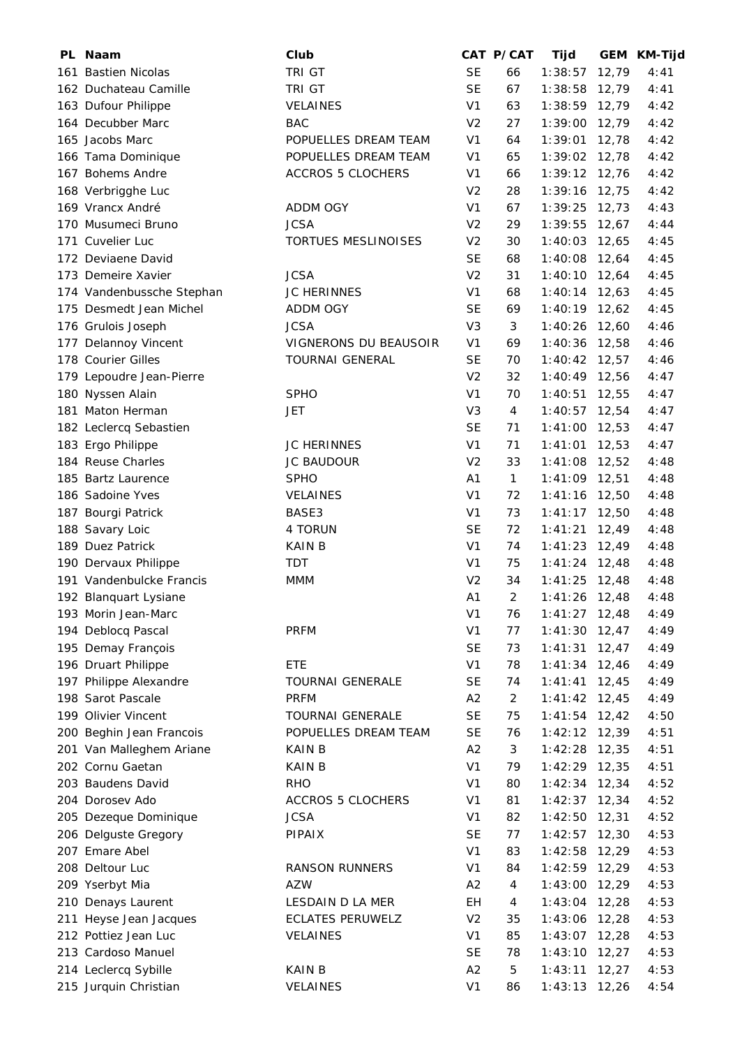| PL | Naam | Club | CAT | P/CAT | Tijd | GEM | KM-Tijd |
|---|---|---|---|---|---|---|---|
| 161 | Bastien Nicolas | TRI GT | SE | 66 | 1:38:57 | 12,79 | 4:41 |
| 162 | Duchateau Camille | TRI GT | SE | 67 | 1:38:58 | 12,79 | 4:41 |
| 163 | Dufour Philippe | VELAINES | V1 | 63 | 1:38:59 | 12,79 | 4:42 |
| 164 | Decubber Marc | BAC | V2 | 27 | 1:39:00 | 12,79 | 4:42 |
| 165 | Jacobs Marc | POPUELLES DREAM TEAM | V1 | 64 | 1:39:01 | 12,78 | 4:42 |
| 166 | Tama Dominique | POPUELLES DREAM TEAM | V1 | 65 | 1:39:02 | 12,78 | 4:42 |
| 167 | Bohems Andre | ACCROS 5 CLOCHERS | V1 | 66 | 1:39:12 | 12,76 | 4:42 |
| 168 | Verbrigghe Luc | | V2 | 28 | 1:39:16 | 12,75 | 4:42 |
| 169 | Vrancx André | ADDM OGY | V1 | 67 | 1:39:25 | 12,73 | 4:43 |
| 170 | Musumeci Bruno | JCSA | V2 | 29 | 1:39:55 | 12,67 | 4:44 |
| 171 | Cuvelier Luc | TORTUES MESLINOISES | V2 | 30 | 1:40:03 | 12,65 | 4:45 |
| 172 | Deviaene David | | SE | 68 | 1:40:08 | 12,64 | 4:45 |
| 173 | Demeire Xavier | JCSA | V2 | 31 | 1:40:10 | 12,64 | 4:45 |
| 174 | Vandenbussche Stephan | JC HERINNES | V1 | 68 | 1:40:14 | 12,63 | 4:45 |
| 175 | Desmedt Jean Michel | ADDM OGY | SE | 69 | 1:40:19 | 12,62 | 4:45 |
| 176 | Grulois Joseph | JCSA | V3 | 3 | 1:40:26 | 12,60 | 4:46 |
| 177 | Delannoy Vincent | VIGNERONS DU BEAUSOIR | V1 | 69 | 1:40:36 | 12,58 | 4:46 |
| 178 | Courier Gilles | TOURNAI GENERAL | SE | 70 | 1:40:42 | 12,57 | 4:46 |
| 179 | Lepoudre Jean-Pierre | | V2 | 32 | 1:40:49 | 12,56 | 4:47 |
| 180 | Nyssen Alain | SPHO | V1 | 70 | 1:40:51 | 12,55 | 4:47 |
| 181 | Maton Herman | JET | V3 | 4 | 1:40:57 | 12,54 | 4:47 |
| 182 | Leclercq Sebastien | | SE | 71 | 1:41:00 | 12,53 | 4:47 |
| 183 | Ergo Philippe | JC HERINNES | V1 | 71 | 1:41:01 | 12,53 | 4:47 |
| 184 | Reuse Charles | JC BAUDOUR | V2 | 33 | 1:41:08 | 12,52 | 4:48 |
| 185 | Bartz Laurence | SPHO | A1 | 1 | 1:41:09 | 12,51 | 4:48 |
| 186 | Sadoine Yves | VELAINES | V1 | 72 | 1:41:16 | 12,50 | 4:48 |
| 187 | Bourgi Patrick | BASE3 | V1 | 73 | 1:41:17 | 12,50 | 4:48 |
| 188 | Savary Loic | 4 TORUN | SE | 72 | 1:41:21 | 12,49 | 4:48 |
| 189 | Duez Patrick | KAIN B | V1 | 74 | 1:41:23 | 12,49 | 4:48 |
| 190 | Dervaux Philippe | TDT | V1 | 75 | 1:41:24 | 12,48 | 4:48 |
| 191 | Vandenbulcke Francis | MMM | V2 | 34 | 1:41:25 | 12,48 | 4:48 |
| 192 | Blanquart Lysiane | | A1 | 2 | 1:41:26 | 12,48 | 4:48 |
| 193 | Morin Jean-Marc | | V1 | 76 | 1:41:27 | 12,48 | 4:49 |
| 194 | Deblocq Pascal | PRFM | V1 | 77 | 1:41:30 | 12,47 | 4:49 |
| 195 | Demay François | | SE | 73 | 1:41:31 | 12,47 | 4:49 |
| 196 | Druart Philippe | ETE | V1 | 78 | 1:41:34 | 12,46 | 4:49 |
| 197 | Philippe Alexandre | TOURNAI GENERALE | SE | 74 | 1:41:41 | 12,45 | 4:49 |
| 198 | Sarot Pascale | PRFM | A2 | 2 | 1:41:42 | 12,45 | 4:49 |
| 199 | Olivier Vincent | TOURNAI GENERALE | SE | 75 | 1:41:54 | 12,42 | 4:50 |
| 200 | Beghin Jean Francois | POPUELLES DREAM TEAM | SE | 76 | 1:42:12 | 12,39 | 4:51 |
| 201 | Van Malleghem Ariane | KAIN B | A2 | 3 | 1:42:28 | 12,35 | 4:51 |
| 202 | Cornu Gaetan | KAIN B | V1 | 79 | 1:42:29 | 12,35 | 4:51 |
| 203 | Baudens David | RHO | V1 | 80 | 1:42:34 | 12,34 | 4:52 |
| 204 | Dorosev Ado | ACCROS 5 CLOCHERS | V1 | 81 | 1:42:37 | 12,34 | 4:52 |
| 205 | Dezeque Dominique | JCSA | V1 | 82 | 1:42:50 | 12,31 | 4:52 |
| 206 | Delguste Gregory | PIPAIX | SE | 77 | 1:42:57 | 12,30 | 4:53 |
| 207 | Emare Abel | | V1 | 83 | 1:42:58 | 12,29 | 4:53 |
| 208 | Deltour Luc | RANSON RUNNERS | V1 | 84 | 1:42:59 | 12,29 | 4:53 |
| 209 | Yserbyt Mia | AZW | A2 | 4 | 1:43:00 | 12,29 | 4:53 |
| 210 | Denays Laurent | LESDAIN D LA MER | EH | 4 | 1:43:04 | 12,28 | 4:53 |
| 211 | Heyse Jean Jacques | ECLATES PERUWELZ | V2 | 35 | 1:43:06 | 12,28 | 4:53 |
| 212 | Pottiez Jean Luc | VELAINES | V1 | 85 | 1:43:07 | 12,28 | 4:53 |
| 213 | Cardoso Manuel | | SE | 78 | 1:43:10 | 12,27 | 4:53 |
| 214 | Leclercq Sybille | KAIN B | A2 | 5 | 1:43:11 | 12,27 | 4:53 |
| 215 | Jurquin Christian | VELAINES | V1 | 86 | 1:43:13 | 12,26 | 4:54 |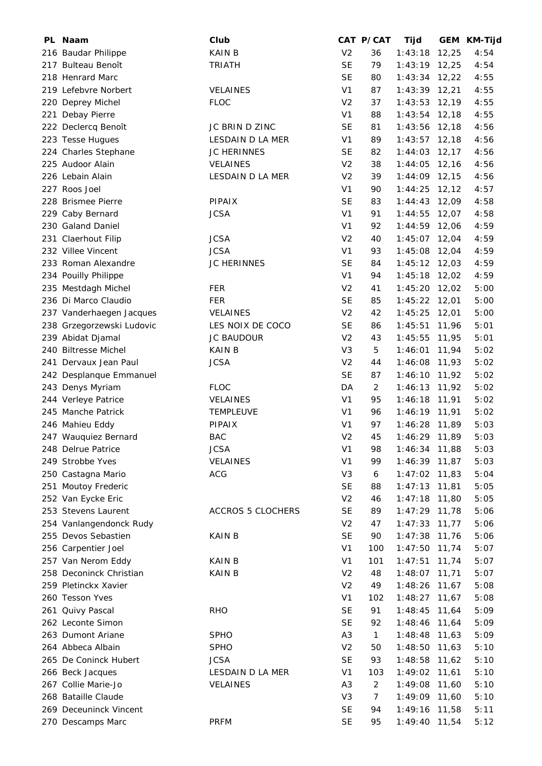| PL | Naam | Club | CAT | P/CAT | Tijd | GEM | KM-Tijd |
|---|---|---|---|---|---|---|---|
| 216 | Baudar Philippe | KAIN B | V2 | 36 | 1:43:18 | 12,25 | 4:54 |
| 217 | Bulteau Benoît | TRIATH | SE | 79 | 1:43:19 | 12,25 | 4:54 |
| 218 | Henrard Marc | | SE | 80 | 1:43:34 | 12,22 | 4:55 |
| 219 | Lefebvre Norbert | VELAINES | V1 | 87 | 1:43:39 | 12,21 | 4:55 |
| 220 | Deprey Michel | FLOC | V2 | 37 | 1:43:53 | 12,19 | 4:55 |
| 221 | Debay Pierre | | V1 | 88 | 1:43:54 | 12,18 | 4:55 |
| 222 | Declercq Benoît | JC BRIN D ZINC | SE | 81 | 1:43:56 | 12,18 | 4:56 |
| 223 | Tesse Hugues | LESDAIN D LA MER | V1 | 89 | 1:43:57 | 12,18 | 4:56 |
| 224 | Charles Stephane | JC HERINNES | SE | 82 | 1:44:03 | 12,17 | 4:56 |
| 225 | Audoor Alain | VELAINES | V2 | 38 | 1:44:05 | 12,16 | 4:56 |
| 226 | Lebain Alain | LESDAIN D LA MER | V2 | 39 | 1:44:09 | 12,15 | 4:56 |
| 227 | Roos Joel | | V1 | 90 | 1:44:25 | 12,12 | 4:57 |
| 228 | Brismee Pierre | PIPAIX | SE | 83 | 1:44:43 | 12,09 | 4:58 |
| 229 | Caby Bernard | JCSA | V1 | 91 | 1:44:55 | 12,07 | 4:58 |
| 230 | Galand Daniel | | V1 | 92 | 1:44:59 | 12,06 | 4:59 |
| 231 | Claerhout Filip | JCSA | V2 | 40 | 1:45:07 | 12,04 | 4:59 |
| 232 | Villee Vincent | JCSA | V1 | 93 | 1:45:08 | 12,04 | 4:59 |
| 233 | Roman Alexandre | JC HERINNES | SE | 84 | 1:45:12 | 12,03 | 4:59 |
| 234 | Pouilly Philippe | | V1 | 94 | 1:45:18 | 12,02 | 4:59 |
| 235 | Mestdagh Michel | FER | V2 | 41 | 1:45:20 | 12,02 | 5:00 |
| 236 | Di Marco Claudio | FER | SE | 85 | 1:45:22 | 12,01 | 5:00 |
| 237 | Vanderhaegen Jacques | VELAINES | V2 | 42 | 1:45:25 | 12,01 | 5:00 |
| 238 | Grzegorzewski Ludovic | LES NOIX DE COCO | SE | 86 | 1:45:51 | 11,96 | 5:01 |
| 239 | Abidat Djamal | JC BAUDOUR | V2 | 43 | 1:45:55 | 11,95 | 5:01 |
| 240 | Biltresse Michel | KAIN B | V3 | 5 | 1:46:01 | 11,94 | 5:02 |
| 241 | Dervaux Jean Paul | JCSA | V2 | 44 | 1:46:08 | 11,93 | 5:02 |
| 242 | Desplanque Emmanuel | | SE | 87 | 1:46:10 | 11,92 | 5:02 |
| 243 | Denys Myriam | FLOC | DA | 2 | 1:46:13 | 11,92 | 5:02 |
| 244 | Verleye Patrice | VELAINES | V1 | 95 | 1:46:18 | 11,91 | 5:02 |
| 245 | Manche Patrick | TEMPLEUVE | V1 | 96 | 1:46:19 | 11,91 | 5:02 |
| 246 | Mahieu Eddy | PIPAIX | V1 | 97 | 1:46:28 | 11,89 | 5:03 |
| 247 | Wauquiez Bernard | BAC | V2 | 45 | 1:46:29 | 11,89 | 5:03 |
| 248 | Delrue Patrice | JCSA | V1 | 98 | 1:46:34 | 11,88 | 5:03 |
| 249 | Strobbe Yves | VELAINES | V1 | 99 | 1:46:39 | 11,87 | 5:03 |
| 250 | Castagna Mario | ACG | V3 | 6 | 1:47:02 | 11,83 | 5:04 |
| 251 | Moutoy Frederic | | SE | 88 | 1:47:13 | 11,81 | 5:05 |
| 252 | Van Eycke Eric | | V2 | 46 | 1:47:18 | 11,80 | 5:05 |
| 253 | Stevens Laurent | ACCROS 5 CLOCHERS | SE | 89 | 1:47:29 | 11,78 | 5:06 |
| 254 | Vanlangendonck Rudy | | V2 | 47 | 1:47:33 | 11,77 | 5:06 |
| 255 | Devos Sebastien | KAIN B | SE | 90 | 1:47:38 | 11,76 | 5:06 |
| 256 | Carpentier Joel | | V1 | 100 | 1:47:50 | 11,74 | 5:07 |
| 257 | Van Nerom Eddy | KAIN B | V1 | 101 | 1:47:51 | 11,74 | 5:07 |
| 258 | Deconinck Christian | KAIN B | V2 | 48 | 1:48:07 | 11,71 | 5:07 |
| 259 | Pletinckx Xavier | | V2 | 49 | 1:48:26 | 11,67 | 5:08 |
| 260 | Tesson Yves | | V1 | 102 | 1:48:27 | 11,67 | 5:08 |
| 261 | Quivy Pascal | RHO | SE | 91 | 1:48:45 | 11,64 | 5:09 |
| 262 | Leconte Simon | | SE | 92 | 1:48:46 | 11,64 | 5:09 |
| 263 | Dumont Ariane | SPHO | A3 | 1 | 1:48:48 | 11,63 | 5:09 |
| 264 | Abbeca Albain | SPHO | V2 | 50 | 1:48:50 | 11,63 | 5:10 |
| 265 | De Coninck Hubert | JCSA | SE | 93 | 1:48:58 | 11,62 | 5:10 |
| 266 | Beck Jacques | LESDAIN D LA MER | V1 | 103 | 1:49:02 | 11,61 | 5:10 |
| 267 | Collie Marie-Jo | VELAINES | A3 | 2 | 1:49:08 | 11,60 | 5:10 |
| 268 | Bataille Claude | | V3 | 7 | 1:49:09 | 11,60 | 5:10 |
| 269 | Deceuninck Vincent | | SE | 94 | 1:49:16 | 11,58 | 5:11 |
| 270 | Descamps Marc | PRFM | SE | 95 | 1:49:40 | 11,54 | 5:12 |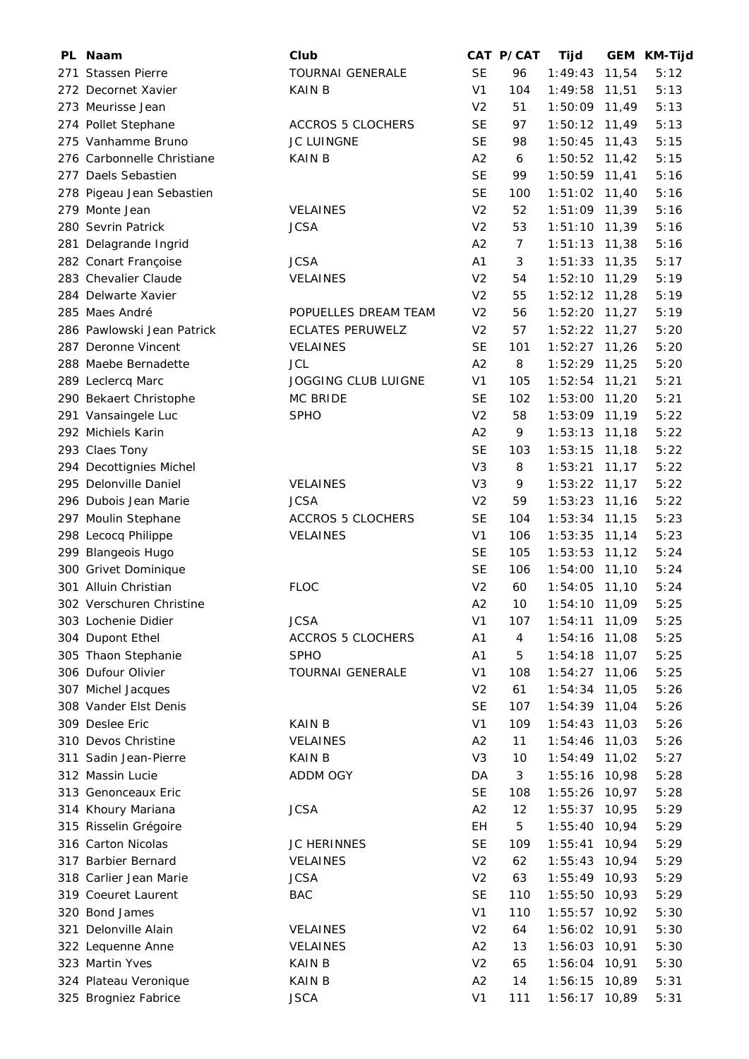| PL | Naam | Club | CAT | P/CAT | Tijd | GEM | KM-Tijd |
|---|---|---|---|---|---|---|---|
| 271 | Stassen Pierre | TOURNAI GENERALE | SE | 96 | 1:49:43 | 11,54 | 5:12 |
| 272 | Decornet Xavier | KAIN B | V1 | 104 | 1:49:58 | 11,51 | 5:13 |
| 273 | Meurisse Jean | | V2 | 51 | 1:50:09 | 11,49 | 5:13 |
| 274 | Pollet Stephane | ACCROS 5 CLOCHERS | SE | 97 | 1:50:12 | 11,49 | 5:13 |
| 275 | Vanhamme Bruno | JC LUINGNE | SE | 98 | 1:50:45 | 11,43 | 5:15 |
| 276 | Carbonnelle Christiane | KAIN B | A2 | 6 | 1:50:52 | 11,42 | 5:15 |
| 277 | Daels Sebastien | | SE | 99 | 1:50:59 | 11,41 | 5:16 |
| 278 | Pigeau Jean Sebastien | | SE | 100 | 1:51:02 | 11,40 | 5:16 |
| 279 | Monte Jean | VELAINES | V2 | 52 | 1:51:09 | 11,39 | 5:16 |
| 280 | Sevrin Patrick | JCSA | V2 | 53 | 1:51:10 | 11,39 | 5:16 |
| 281 | Delagrande Ingrid | | A2 | 7 | 1:51:13 | 11,38 | 5:16 |
| 282 | Conart Françoise | JCSA | A1 | 3 | 1:51:33 | 11,35 | 5:17 |
| 283 | Chevalier Claude | VELAINES | V2 | 54 | 1:52:10 | 11,29 | 5:19 |
| 284 | Delwarte Xavier | | V2 | 55 | 1:52:12 | 11,28 | 5:19 |
| 285 | Maes André | POPUELLES DREAM TEAM | V2 | 56 | 1:52:20 | 11,27 | 5:19 |
| 286 | Pawlowski Jean Patrick | ECLATES PERUWELZ | V2 | 57 | 1:52:22 | 11,27 | 5:20 |
| 287 | Deronne Vincent | VELAINES | SE | 101 | 1:52:27 | 11,26 | 5:20 |
| 288 | Maebe Bernadette | JCL | A2 | 8 | 1:52:29 | 11,25 | 5:20 |
| 289 | Leclercq Marc | JOGGING CLUB LUIGNE | V1 | 105 | 1:52:54 | 11,21 | 5:21 |
| 290 | Bekaert Christophe | MC BRIDE | SE | 102 | 1:53:00 | 11,20 | 5:21 |
| 291 | Vansaingele Luc | SPHO | V2 | 58 | 1:53:09 | 11,19 | 5:22 |
| 292 | Michiels Karin | | A2 | 9 | 1:53:13 | 11,18 | 5:22 |
| 293 | Claes Tony | | SE | 103 | 1:53:15 | 11,18 | 5:22 |
| 294 | Decottignies Michel | | V3 | 8 | 1:53:21 | 11,17 | 5:22 |
| 295 | Delonville Daniel | VELAINES | V3 | 9 | 1:53:22 | 11,17 | 5:22 |
| 296 | Dubois Jean Marie | JCSA | V2 | 59 | 1:53:23 | 11,16 | 5:22 |
| 297 | Moulin Stephane | ACCROS 5 CLOCHERS | SE | 104 | 1:53:34 | 11,15 | 5:23 |
| 298 | Lecocq Philippe | VELAINES | V1 | 106 | 1:53:35 | 11,14 | 5:23 |
| 299 | Blangeois Hugo | | SE | 105 | 1:53:53 | 11,12 | 5:24 |
| 300 | Grivet Dominique | | SE | 106 | 1:54:00 | 11,10 | 5:24 |
| 301 | Alluin Christian | FLOC | V2 | 60 | 1:54:05 | 11,10 | 5:24 |
| 302 | Verschuren Christine | | A2 | 10 | 1:54:10 | 11,09 | 5:25 |
| 303 | Lochenie Didier | JCSA | V1 | 107 | 1:54:11 | 11,09 | 5:25 |
| 304 | Dupont Ethel | ACCROS 5 CLOCHERS | A1 | 4 | 1:54:16 | 11,08 | 5:25 |
| 305 | Thaon Stephanie | SPHO | A1 | 5 | 1:54:18 | 11,07 | 5:25 |
| 306 | Dufour Olivier | TOURNAI GENERALE | V1 | 108 | 1:54:27 | 11,06 | 5:25 |
| 307 | Michel Jacques | | V2 | 61 | 1:54:34 | 11,05 | 5:26 |
| 308 | Vander Elst Denis | | SE | 107 | 1:54:39 | 11,04 | 5:26 |
| 309 | Deslee Eric | KAIN B | V1 | 109 | 1:54:43 | 11,03 | 5:26 |
| 310 | Devos Christine | VELAINES | A2 | 11 | 1:54:46 | 11,03 | 5:26 |
| 311 | Sadin Jean-Pierre | KAIN B | V3 | 10 | 1:54:49 | 11,02 | 5:27 |
| 312 | Massin Lucie | ADDM OGY | DA | 3 | 1:55:16 | 10,98 | 5:28 |
| 313 | Genonceaux Eric | | SE | 108 | 1:55:26 | 10,97 | 5:28 |
| 314 | Khoury Mariana | JCSA | A2 | 12 | 1:55:37 | 10,95 | 5:29 |
| 315 | Risselin Grégoire | | EH | 5 | 1:55:40 | 10,94 | 5:29 |
| 316 | Carton Nicolas | JC HERINNES | SE | 109 | 1:55:41 | 10,94 | 5:29 |
| 317 | Barbier Bernard | VELAINES | V2 | 62 | 1:55:43 | 10,94 | 5:29 |
| 318 | Carlier Jean Marie | JCSA | V2 | 63 | 1:55:49 | 10,93 | 5:29 |
| 319 | Coeuret Laurent | BAC | SE | 110 | 1:55:50 | 10,93 | 5:29 |
| 320 | Bond James | | V1 | 110 | 1:55:57 | 10,92 | 5:30 |
| 321 | Delonville Alain | VELAINES | V2 | 64 | 1:56:02 | 10,91 | 5:30 |
| 322 | Lequenne Anne | VELAINES | A2 | 13 | 1:56:03 | 10,91 | 5:30 |
| 323 | Martin Yves | KAIN B | V2 | 65 | 1:56:04 | 10,91 | 5:30 |
| 324 | Plateau Veronique | KAIN B | A2 | 14 | 1:56:15 | 10,89 | 5:31 |
| 325 | Brogniez Fabrice | JSCA | V1 | 111 | 1:56:17 | 10,89 | 5:31 |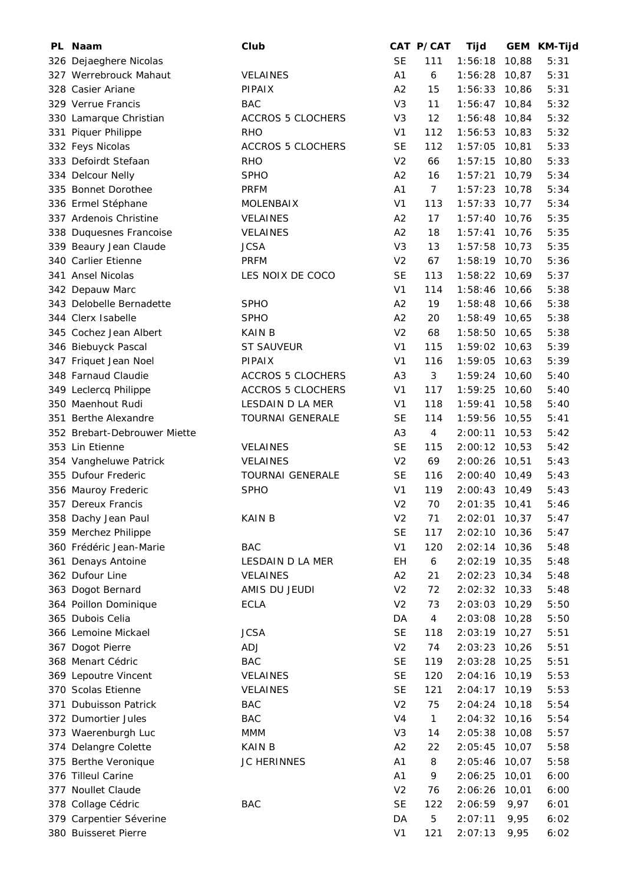| PL | Naam | Club | CAT | P/CAT | Tijd | GEM | KM-Tijd |
|---|---|---|---|---|---|---|---|
| 326 | Dejaeghere Nicolas | | SE | 111 | 1:56:18 | 10,88 | 5:31 |
| 327 | Werrebrouck Mahaut | VELAINES | A1 | 6 | 1:56:28 | 10,87 | 5:31 |
| 328 | Casier Ariane | PIPAIX | A2 | 15 | 1:56:33 | 10,86 | 5:31 |
| 329 | Verrue Francis | BAC | V3 | 11 | 1:56:47 | 10,84 | 5:32 |
| 330 | Lamarque Christian | ACCROS 5 CLOCHERS | V3 | 12 | 1:56:48 | 10,84 | 5:32 |
| 331 | Piquer Philippe | RHO | V1 | 112 | 1:56:53 | 10,83 | 5:32 |
| 332 | Feys Nicolas | ACCROS 5 CLOCHERS | SE | 112 | 1:57:05 | 10,81 | 5:33 |
| 333 | Defoirdt Stefaan | RHO | V2 | 66 | 1:57:15 | 10,80 | 5:33 |
| 334 | Delcour Nelly | SPHO | A2 | 16 | 1:57:21 | 10,79 | 5:34 |
| 335 | Bonnet Dorothee | PRFM | A1 | 7 | 1:57:23 | 10,78 | 5:34 |
| 336 | Ermel Stéphane | MOLENBAIX | V1 | 113 | 1:57:33 | 10,77 | 5:34 |
| 337 | Ardenois Christine | VELAINES | A2 | 17 | 1:57:40 | 10,76 | 5:35 |
| 338 | Duquesnes Francoise | VELAINES | A2 | 18 | 1:57:41 | 10,76 | 5:35 |
| 339 | Beaury Jean Claude | JCSA | V3 | 13 | 1:57:58 | 10,73 | 5:35 |
| 340 | Carlier Etienne | PRFM | V2 | 67 | 1:58:19 | 10,70 | 5:36 |
| 341 | Ansel Nicolas | LES NOIX DE COCO | SE | 113 | 1:58:22 | 10,69 | 5:37 |
| 342 | Depauw Marc | | V1 | 114 | 1:58:46 | 10,66 | 5:38 |
| 343 | Delobelle Bernadette | SPHO | A2 | 19 | 1:58:48 | 10,66 | 5:38 |
| 344 | Clerx Isabelle | SPHO | A2 | 20 | 1:58:49 | 10,65 | 5:38 |
| 345 | Cochez Jean Albert | KAIN B | V2 | 68 | 1:58:50 | 10,65 | 5:38 |
| 346 | Biebuyck Pascal | ST SAUVEUR | V1 | 115 | 1:59:02 | 10,63 | 5:39 |
| 347 | Friquet Jean Noel | PIPAIX | V1 | 116 | 1:59:05 | 10,63 | 5:39 |
| 348 | Farnaud Claudie | ACCROS 5 CLOCHERS | A3 | 3 | 1:59:24 | 10,60 | 5:40 |
| 349 | Leclercq Philippe | ACCROS 5 CLOCHERS | V1 | 117 | 1:59:25 | 10,60 | 5:40 |
| 350 | Maenhout Rudi | LESDAIN D LA MER | V1 | 118 | 1:59:41 | 10,58 | 5:40 |
| 351 | Berthe Alexandre | TOURNAI GENERALE | SE | 114 | 1:59:56 | 10,55 | 5:41 |
| 352 | Brebart-Debrouwer Miette | | A3 | 4 | 2:00:11 | 10,53 | 5:42 |
| 353 | Lin Etienne | VELAINES | SE | 115 | 2:00:12 | 10,53 | 5:42 |
| 354 | Vangheluwe Patrick | VELAINES | V2 | 69 | 2:00:26 | 10,51 | 5:43 |
| 355 | Dufour Frederic | TOURNAI GENERALE | SE | 116 | 2:00:40 | 10,49 | 5:43 |
| 356 | Mauroy Frederic | SPHO | V1 | 119 | 2:00:43 | 10,49 | 5:43 |
| 357 | Dereux Francis | | V2 | 70 | 2:01:35 | 10,41 | 5:46 |
| 358 | Dachy Jean Paul | KAIN B | V2 | 71 | 2:02:01 | 10,37 | 5:47 |
| 359 | Merchez Philippe | | SE | 117 | 2:02:10 | 10,36 | 5:47 |
| 360 | Frédéric Jean-Marie | BAC | V1 | 120 | 2:02:14 | 10,36 | 5:48 |
| 361 | Denays Antoine | LESDAIN D LA MER | EH | 6 | 2:02:19 | 10,35 | 5:48 |
| 362 | Dufour Line | VELAINES | A2 | 21 | 2:02:23 | 10,34 | 5:48 |
| 363 | Dogot Bernard | AMIS DU JEUDI | V2 | 72 | 2:02:32 | 10,33 | 5:48 |
| 364 | Poillon Dominique | ECLA | V2 | 73 | 2:03:03 | 10,29 | 5:50 |
| 365 | Dubois Celia | | DA | 4 | 2:03:08 | 10,28 | 5:50 |
| 366 | Lemoine Mickael | JCSA | SE | 118 | 2:03:19 | 10,27 | 5:51 |
| 367 | Dogot Pierre | ADJ | V2 | 74 | 2:03:23 | 10,26 | 5:51 |
| 368 | Menart Cédric | BAC | SE | 119 | 2:03:28 | 10,25 | 5:51 |
| 369 | Lepoutre Vincent | VELAINES | SE | 120 | 2:04:16 | 10,19 | 5:53 |
| 370 | Scolas Etienne | VELAINES | SE | 121 | 2:04:17 | 10,19 | 5:53 |
| 371 | Dubuisson Patrick | BAC | V2 | 75 | 2:04:24 | 10,18 | 5:54 |
| 372 | Dumortier Jules | BAC | V4 | 1 | 2:04:32 | 10,16 | 5:54 |
| 373 | Waerenburgh Luc | MMM | V3 | 14 | 2:05:38 | 10,08 | 5:57 |
| 374 | Delangre Colette | KAIN B | A2 | 22 | 2:05:45 | 10,07 | 5:58 |
| 375 | Berthe Veronique | JC HERINNES | A1 | 8 | 2:05:46 | 10,07 | 5:58 |
| 376 | Tilleul Carine | | A1 | 9 | 2:06:25 | 10,01 | 6:00 |
| 377 | Noullet Claude | | V2 | 76 | 2:06:26 | 10,01 | 6:00 |
| 378 | Collage Cédric | BAC | SE | 122 | 2:06:59 | 9,97 | 6:01 |
| 379 | Carpentier Séverine | | DA | 5 | 2:07:11 | 9,95 | 6:02 |
| 380 | Buisseret Pierre | | V1 | 121 | 2:07:13 | 9,95 | 6:02 |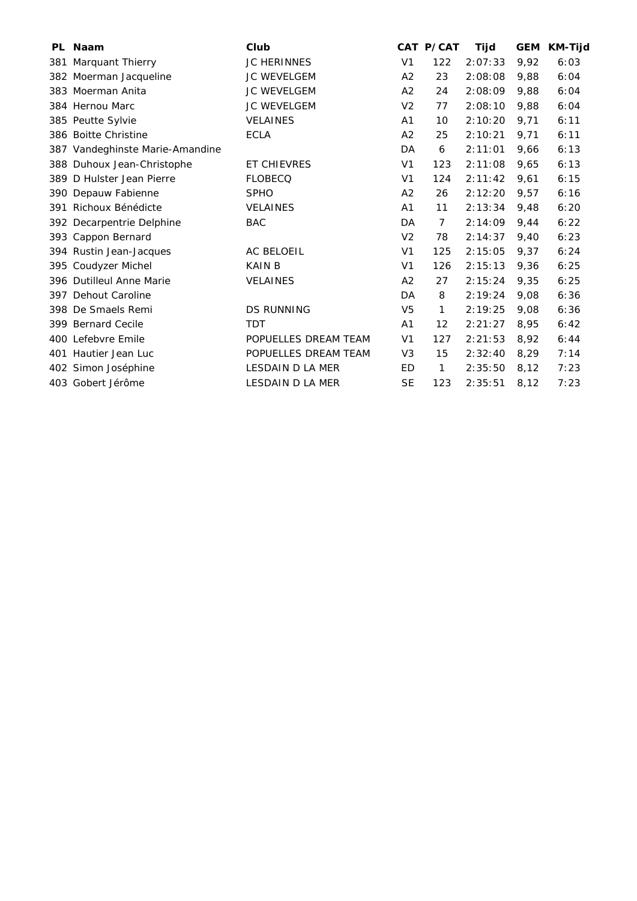| PL | Naam | Club | CAT | P/CAT | Tijd | GEM | KM-Tijd |
|---|---|---|---|---|---|---|---|
| 381 | Marquant Thierry | JC HERINNES | V1 | 122 | 2:07:33 | 9,92 | 6:03 |
| 382 | Moerman Jacqueline | JC WEVELGEM | A2 | 23 | 2:08:08 | 9,88 | 6:04 |
| 383 | Moerman Anita | JC WEVELGEM | A2 | 24 | 2:08:09 | 9,88 | 6:04 |
| 384 | Hernou Marc | JC WEVELGEM | V2 | 77 | 2:08:10 | 9,88 | 6:04 |
| 385 | Peutte Sylvie | VELAINES | A1 | 10 | 2:10:20 | 9,71 | 6:11 |
| 386 | Boitte Christine | ECLA | A2 | 25 | 2:10:21 | 9,71 | 6:11 |
| 387 | Vandeghinste Marie-Amandine | | DA | 6 | 2:11:01 | 9,66 | 6:13 |
| 388 | Duhoux Jean-Christophe | ET CHIEVRES | V1 | 123 | 2:11:08 | 9,65 | 6:13 |
| 389 | D Hulster Jean Pierre | FLOBECQ | V1 | 124 | 2:11:42 | 9,61 | 6:15 |
| 390 | Depauw Fabienne | SPHO | A2 | 26 | 2:12:20 | 9,57 | 6:16 |
| 391 | Richoux Bénédicte | VELAINES | A1 | 11 | 2:13:34 | 9,48 | 6:20 |
| 392 | Decarpentrie Delphine | BAC | DA | 7 | 2:14:09 | 9,44 | 6:22 |
| 393 | Cappon Bernard | | V2 | 78 | 2:14:37 | 9,40 | 6:23 |
| 394 | Rustin Jean-Jacques | AC BELOEIL | V1 | 125 | 2:15:05 | 9,37 | 6:24 |
| 395 | Coudyzer Michel | KAIN B | V1 | 126 | 2:15:13 | 9,36 | 6:25 |
| 396 | Dutilleul Anne Marie | VELAINES | A2 | 27 | 2:15:24 | 9,35 | 6:25 |
| 397 | Dehout Caroline | | DA | 8 | 2:19:24 | 9,08 | 6:36 |
| 398 | De Smaels Remi | DS RUNNING | V5 | 1 | 2:19:25 | 9,08 | 6:36 |
| 399 | Bernard Cecile | TDT | A1 | 12 | 2:21:27 | 8,95 | 6:42 |
| 400 | Lefebvre Emile | POPUELLES DREAM TEAM | V1 | 127 | 2:21:53 | 8,92 | 6:44 |
| 401 | Hautier Jean Luc | POPUELLES DREAM TEAM | V3 | 15 | 2:32:40 | 8,29 | 7:14 |
| 402 | Simon Joséphine | LESDAIN D LA MER | ED | 1 | 2:35:50 | 8,12 | 7:23 |
| 403 | Gobert Jérôme | LESDAIN D LA MER | SE | 123 | 2:35:51 | 8,12 | 7:23 |